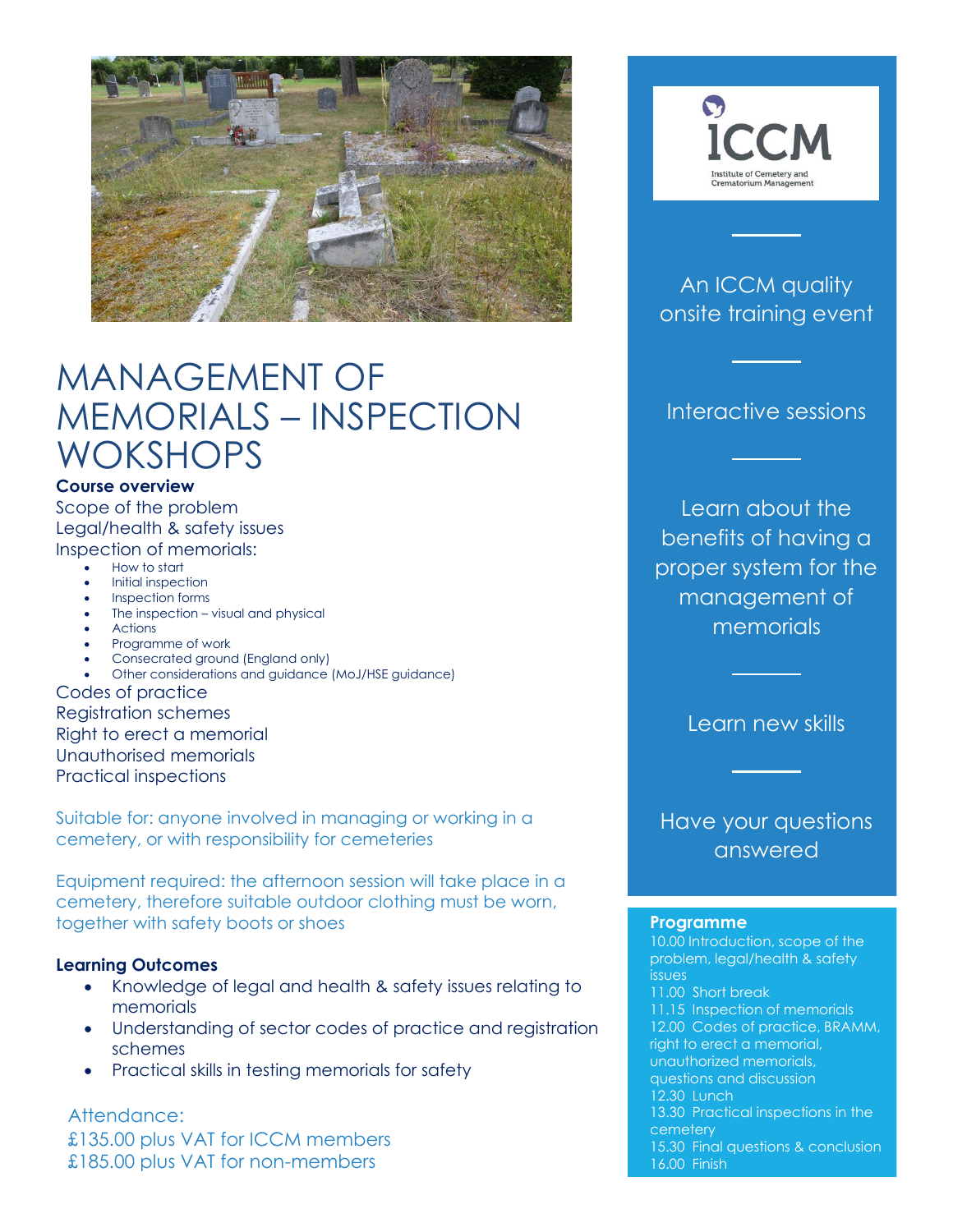# MANAGEMENT OF MEMORIALS – INSPECTION WOKSHOPS

**Course overview**

Scope of the problem
Legal/health & safety issues
Inspection of memorials:

- How to start
- Initial inspection
- Inspection forms
- The inspection – visual and physical
- Actions
- Programme of work
- Consecrated ground (England only)
- Other considerations and guidance (MoJ/HSE guidance)

Codes of practice
Registration schemes
Right to erect a memorial
Unauthorised memorials
Practical inspections

Suitable for: anyone involved in managing or working in a cemetery, or with responsibility for cemeteries

Equipment required: the afternoon session will take place in a cemetery, therefore suitable outdoor clothing must be worn, together with safety boots or shoes

**Learning Outcomes**

- Knowledge of legal and health & safety issues relating to memorials
- Understanding of sector codes of practice and registration schemes
- Practical skills in testing memorials for safety

Attendance:
£135.00 plus VAT for ICCM members
£185.00 plus VAT for non-members

ICCM
Institute of Cemetery and Crematorium Management

An ICCM quality onsite training event

Interactive sessions

Learn about the benefits of having a proper system for the management of memorials

Learn new skills

Have your questions answered

**Programme**

10.00 Introduction, scope of the problem, legal/health & safety issues
11.00 Short break
11.15 Inspection of memorials
12.00 Codes of practice, BRAMM, right to erect a memorial, unauthorized memorials, questions and discussion
12.30 Lunch
13.30 Practical inspections in the cemetery
15.30 Final questions & conclusion
16.00 Finish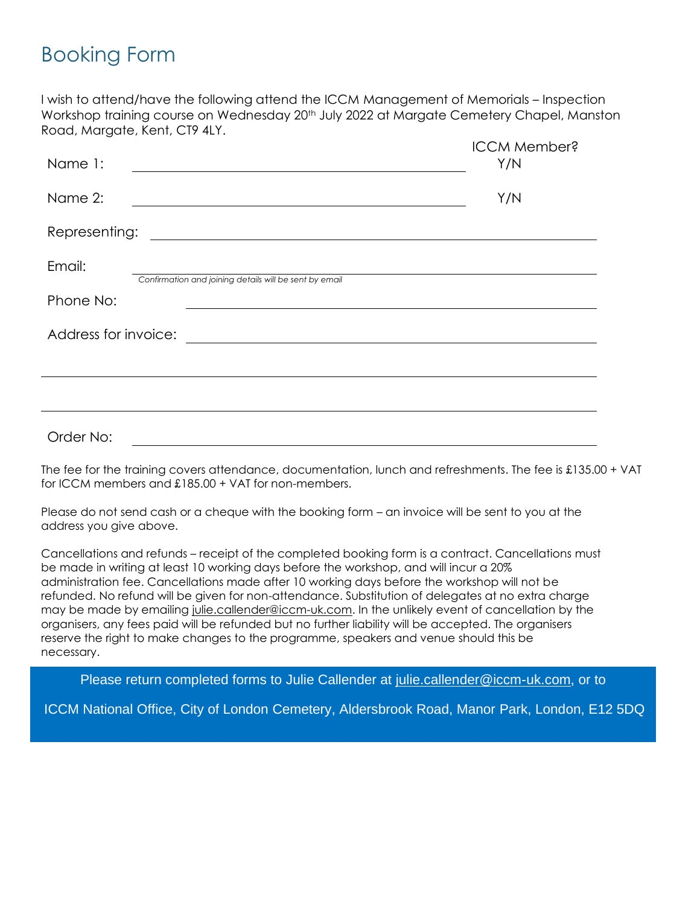# Booking Form

I wish to attend/have the following attend the ICCM Management of Memorials – Inspection Workshop training course on Wednesday 20th July 2022 at Margate Cemetery Chapel, Manston Road, Margate, Kent, CT9 4LY.

| | | ICCM Member? |
|---|---|---|
| Name 1: | ______________________________ | Y/N |
| Name 2: | ______________________________ | Y/N |

Representing: ______________________________

Email: ______________________________

*Confirmation and joining details will be sent by email*

Phone No: ______________________________

Address for invoice: ______________________________

______________________________

______________________________

Order No: ______________________________

The fee for the training covers attendance, documentation, lunch and refreshments. The fee is £135.00 + VAT for ICCM members and £185.00 + VAT for non-members.

Please do not send cash or a cheque with the booking form – an invoice will be sent to you at the address you give above.

Cancellations and refunds – receipt of the completed booking form is a contract. Cancellations must be made in writing at least 10 working days before the workshop, and will incur a 20% administration fee. Cancellations made after 10 working days before the workshop will not be refunded. No refund will be given for non-attendance. Substitution of delegates at no extra charge may be made by emailing julie.callender@iccm-uk.com. In the unlikely event of cancellation by the organisers, any fees paid will be refunded but no further liability will be accepted. The organisers reserve the right to make changes to the programme, speakers and venue should this be necessary.

Please return completed forms to Julie Callender at julie.callender@iccm-uk.com, or to

ICCM National Office, City of London Cemetery, Aldersbrook Road, Manor Park, London, E12 5DQ